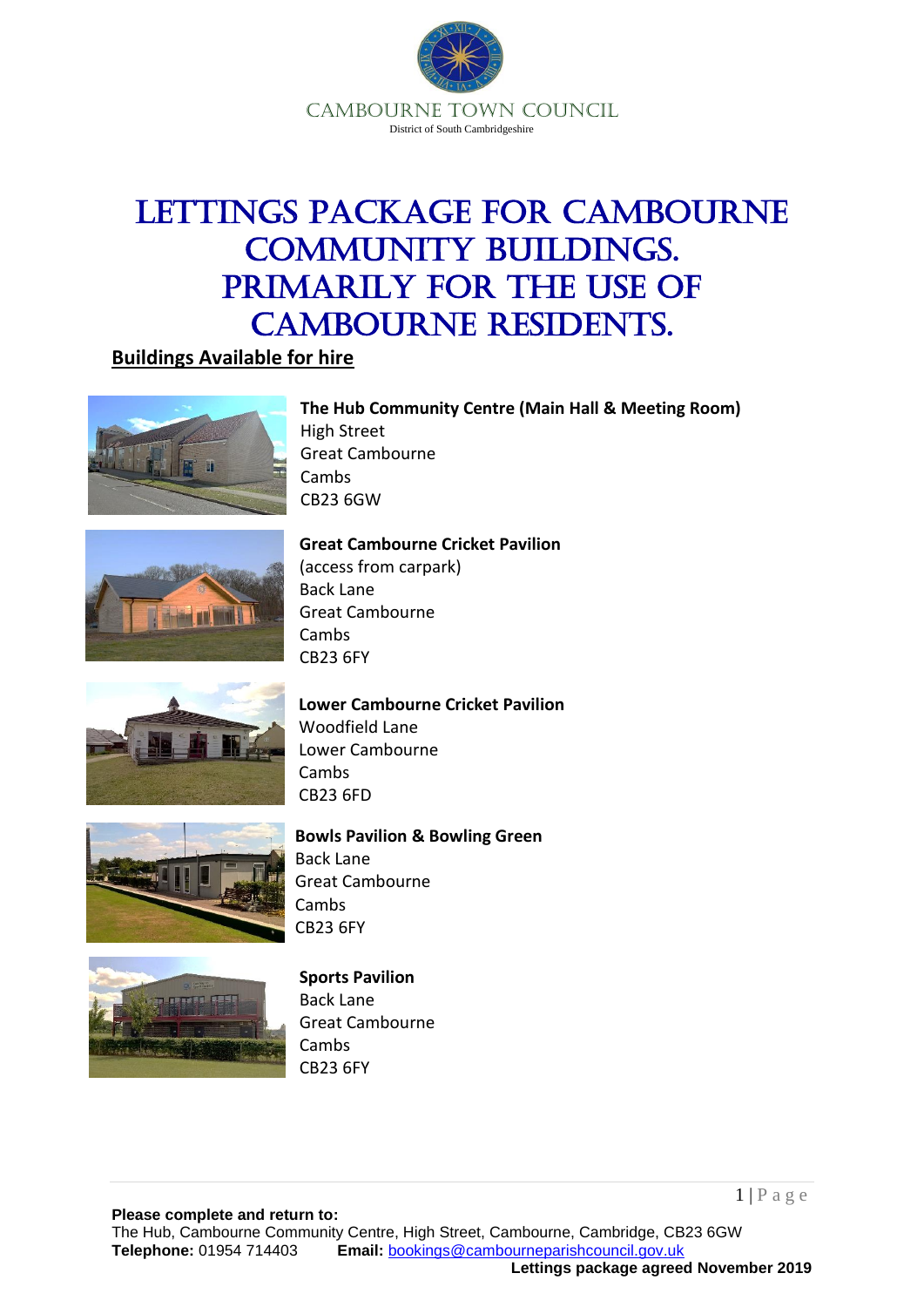CAMBOURNE TOWN COUNCIL
District of South Cambridgeshire

# LETTINGS PACKAGE FOR CAMBOURNE COMMUNITY BUILDINGS. PRIMARILY FOR THE USE OF CAMBOURNE RESIDENTS.

**Buildings Available for hire**

**The Hub Community Centre (Main Hall & Meeting Room)**
High Street
Great Cambourne
Cambs
CB23 6GW

**Great Cambourne Cricket Pavilion**
(access from carpark)
Back Lane
Great Cambourne
Cambs
CB23 6FY

**Lower Cambourne Cricket Pavilion**
Woodfield Lane
Lower Cambourne
Cambs
CB23 6FD

**Bowls Pavilion & Bowling Green**
Back Lane
Great Cambourne
Cambs
CB23 6FY

**Sports Pavilion**
Back Lane
Great Cambourne
Cambs
CB23 6FY

**Please complete and return to:**
The Hub, Cambourne Community Centre, High Street, Cambourne, Cambridge, CB23 6GW
**Telephone:** 01954 714403 **Email:** bookings@cambourneparishcouncil.gov.uk
**Lettings package agreed November 2019**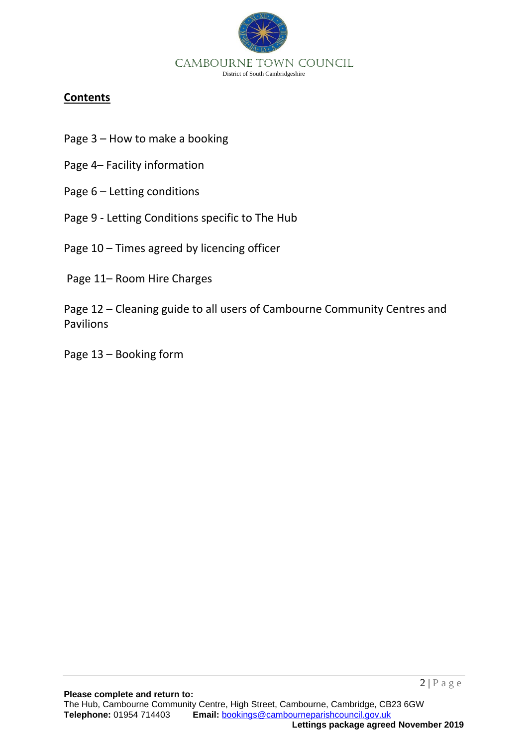## Contents

Page 3 – How to make a booking

Page 4– Facility information

Page 6 – Letting conditions

Page 9 - Letting Conditions specific to The Hub

Page 10 – Times agreed by licencing officer

Page 11– Room Hire Charges

Page 12 – Cleaning guide to all users of Cambourne Community Centres and Pavilions

Page 13 – Booking form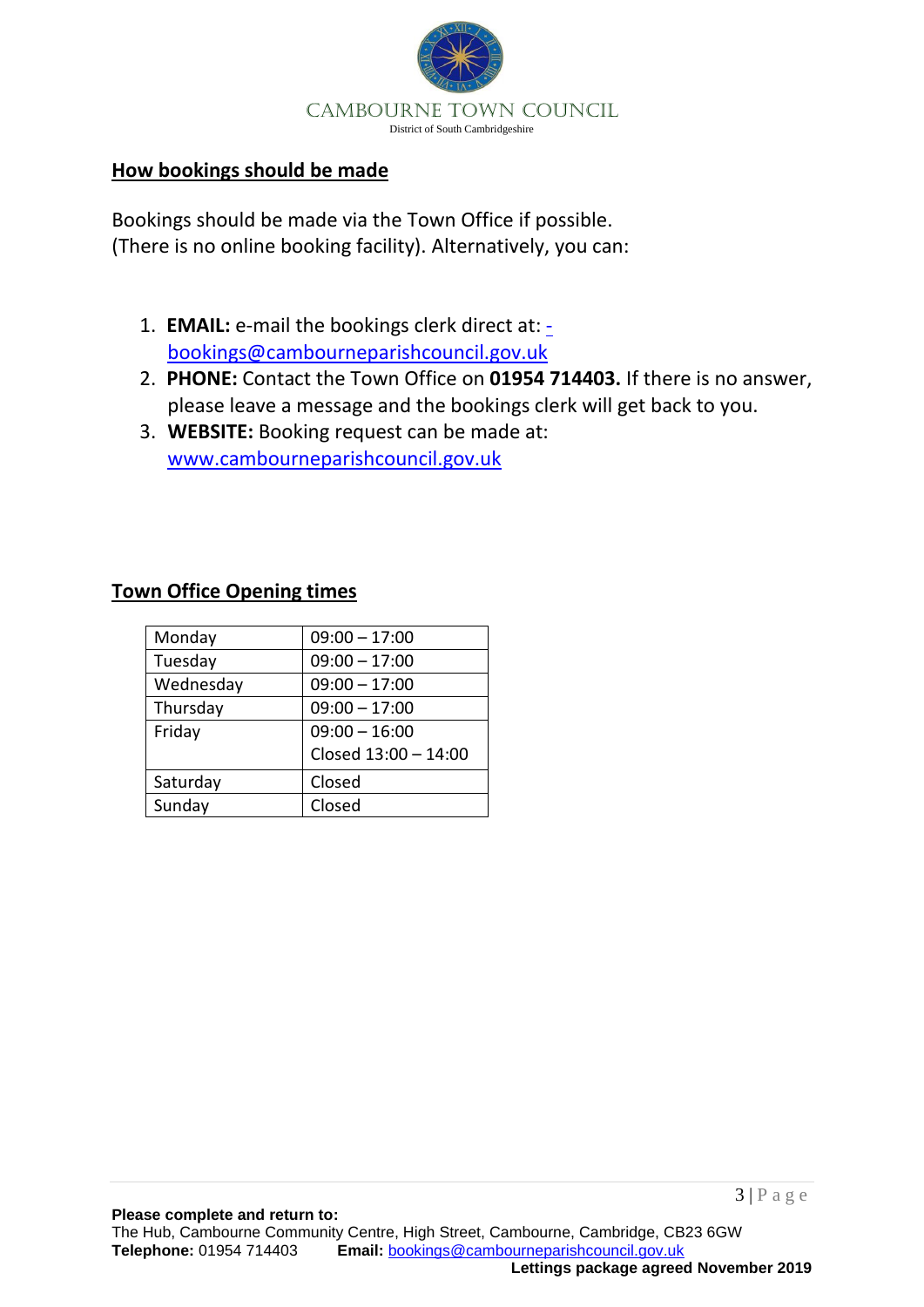## How bookings should be made

Bookings should be made via the Town Office if possible.
(There is no online booking facility). Alternatively, you can:

1. **EMAIL:** e-mail the bookings clerk direct at: - bookings@cambourneparishcouncil.gov.uk
2. **PHONE:** Contact the Town Office on **01954 714403.** If there is no answer, please leave a message and the bookings clerk will get back to you.
3. **WEBSITE:** Booking request can be made at: www.cambourneparishcouncil.gov.uk

## Town Office Opening times

| | |
|---|---|
| Monday | 09:00 – 17:00 |
| Tuesday | 09:00 – 17:00 |
| Wednesday | 09:00 – 17:00 |
| Thursday | 09:00 – 17:00 |
| Friday | 09:00 – 16:00<br>Closed 13:00 – 14:00 |
| Saturday | Closed |
| Sunday | Closed |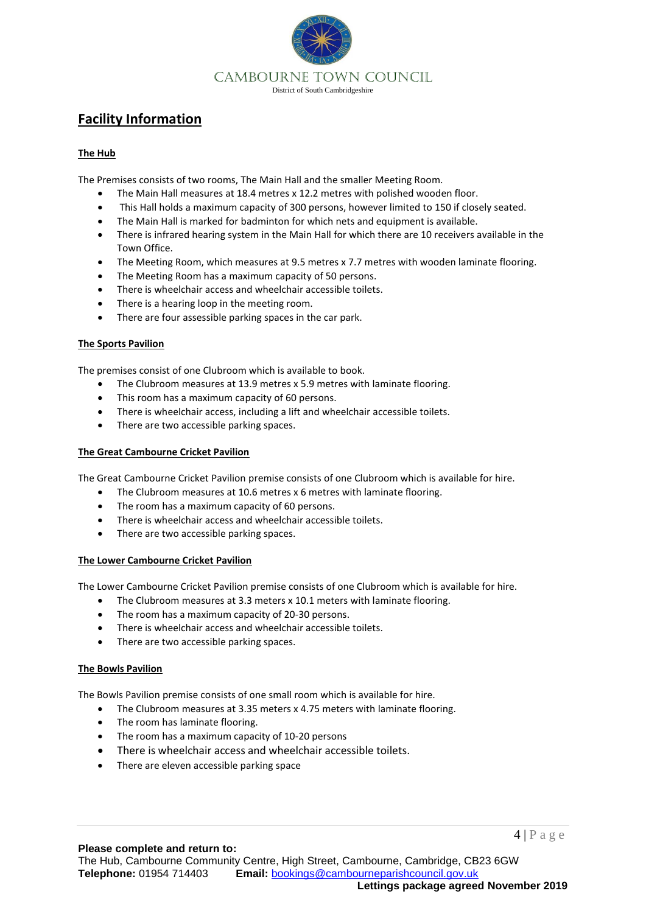CAMBOURNE TOWN COUNCIL

District of South Cambridgeshire

# Facility Information

## The Hub

The Premises consists of two rooms, The Main Hall and the smaller Meeting Room.

- The Main Hall measures at 18.4 metres x 12.2 metres with polished wooden floor.
- This Hall holds a maximum capacity of 300 persons, however limited to 150 if closely seated.
- The Main Hall is marked for badminton for which nets and equipment is available.
- There is infrared hearing system in the Main Hall for which there are 10 receivers available in the Town Office.
- The Meeting Room, which measures at 9.5 metres x 7.7 metres with wooden laminate flooring.
- The Meeting Room has a maximum capacity of 50 persons.
- There is wheelchair access and wheelchair accessible toilets.
- There is a hearing loop in the meeting room.
- There are four assessible parking spaces in the car park.

## The Sports Pavilion

The premises consist of one Clubroom which is available to book.

- The Clubroom measures at 13.9 metres x 5.9 metres with laminate flooring.
- This room has a maximum capacity of 60 persons.
- There is wheelchair access, including a lift and wheelchair accessible toilets.
- There are two accessible parking spaces.

## The Great Cambourne Cricket Pavilion

The Great Cambourne Cricket Pavilion premise consists of one Clubroom which is available for hire.

- The Clubroom measures at 10.6 metres x 6 metres with laminate flooring.
- The room has a maximum capacity of 60 persons.
- There is wheelchair access and wheelchair accessible toilets.
- There are two accessible parking spaces.

## The Lower Cambourne Cricket Pavilion

The Lower Cambourne Cricket Pavilion premise consists of one Clubroom which is available for hire.

- The Clubroom measures at 3.3 meters x 10.1 meters with laminate flooring.
- The room has a maximum capacity of 20-30 persons.
- There is wheelchair access and wheelchair accessible toilets.
- There are two accessible parking spaces.

## The Bowls Pavilion

The Bowls Pavilion premise consists of one small room which is available for hire.

- The Clubroom measures at 3.35 meters x 4.75 meters with laminate flooring.
- The room has laminate flooring.
- The room has a maximum capacity of 10-20 persons
- There is wheelchair access and wheelchair accessible toilets.
- There are eleven accessible parking space

**Please complete and return to:**
The Hub, Cambourne Community Centre, High Street, Cambourne, Cambridge, CB23 6GW
**Telephone:** 01954 714403 **Email:** bookings@cambourneparishcouncil.gov.uk
**Lettings package agreed November 2019**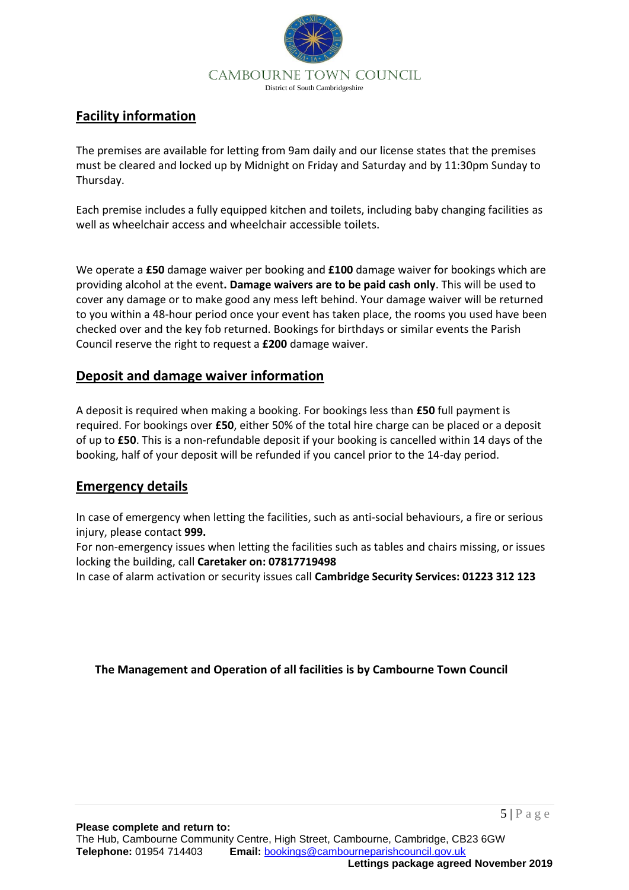## Facility information

The premises are available for letting from 9am daily and our license states that the premises must be cleared and locked up by Midnight on Friday and Saturday and by 11:30pm Sunday to Thursday.

Each premise includes a fully equipped kitchen and toilets, including baby changing facilities as well as wheelchair access and wheelchair accessible toilets.

We operate a **£50** damage waiver per booking and **£100** damage waiver for bookings which are providing alcohol at the event**. Damage waivers are to be paid cash only**. This will be used to cover any damage or to make good any mess left behind. Your damage waiver will be returned to you within a 48-hour period once your event has taken place, the rooms you used have been checked over and the key fob returned. Bookings for birthdays or similar events the Parish Council reserve the right to request a **£200** damage waiver.

## Deposit and damage waiver information

A deposit is required when making a booking. For bookings less than **£50** full payment is required. For bookings over **£50**, either 50% of the total hire charge can be placed or a deposit of up to **£50**. This is a non-refundable deposit if your booking is cancelled within 14 days of the booking, half of your deposit will be refunded if you cancel prior to the 14-day period.

## Emergency details

In case of emergency when letting the facilities, such as anti-social behaviours, a fire or serious injury, please contact **999.**

For non-emergency issues when letting the facilities such as tables and chairs missing, or issues locking the building, call **Caretaker on: 07817719498**

In case of alarm activation or security issues call **Cambridge Security Services: 01223 312 123**

**The Management and Operation of all facilities is by Cambourne Town Council**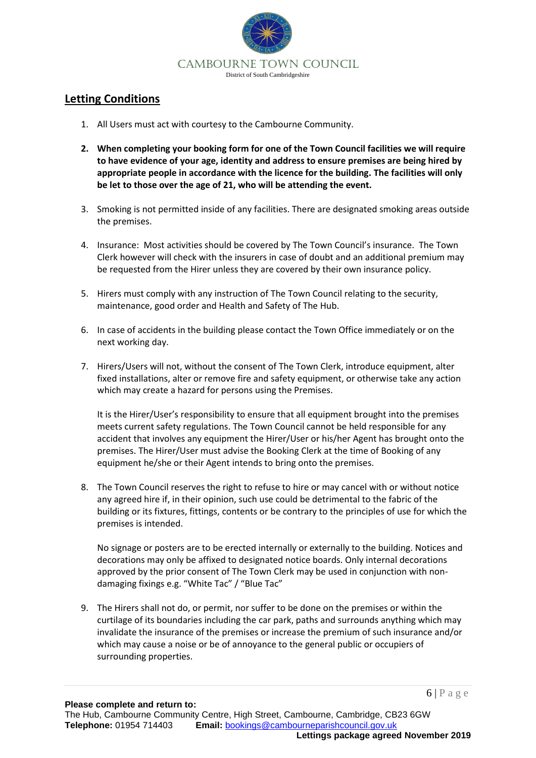CAMBOURNE TOWN COUNCIL

District of South Cambridgeshire

## Letting Conditions

1. All Users must act with courtesy to the Cambourne Community.
2. **When completing your booking form for one of the Town Council facilities we will require to have evidence of your age, identity and address to ensure premises are being hired by appropriate people in accordance with the licence for the building. The facilities will only be let to those over the age of 21, who will be attending the event.**
3. Smoking is not permitted inside of any facilities. There are designated smoking areas outside the premises.
4. Insurance: Most activities should be covered by The Town Council's insurance. The Town Clerk however will check with the insurers in case of doubt and an additional premium may be requested from the Hirer unless they are covered by their own insurance policy.
5. Hirers must comply with any instruction of The Town Council relating to the security, maintenance, good order and Health and Safety of The Hub.
6. In case of accidents in the building please contact the Town Office immediately or on the next working day.
7. Hirers/Users will not, without the consent of The Town Clerk, introduce equipment, alter fixed installations, alter or remove fire and safety equipment, or otherwise take any action which may create a hazard for persons using the Premises.

   It is the Hirer/User's responsibility to ensure that all equipment brought into the premises meets current safety regulations. The Town Council cannot be held responsible for any accident that involves any equipment the Hirer/User or his/her Agent has brought onto the premises. The Hirer/User must advise the Booking Clerk at the time of Booking of any equipment he/she or their Agent intends to bring onto the premises.

8. The Town Council reserves the right to refuse to hire or may cancel with or without notice any agreed hire if, in their opinion, such use could be detrimental to the fabric of the building or its fixtures, fittings, contents or be contrary to the principles of use for which the premises is intended.

   No signage or posters are to be erected internally or externally to the building. Notices and decorations may only be affixed to designated notice boards. Only internal decorations approved by the prior consent of The Town Clerk may be used in conjunction with non-damaging fixings e.g. "White Tac" / "Blue Tac"

9. The Hirers shall not do, or permit, nor suffer to be done on the premises or within the curtilage of its boundaries including the car park, paths and surrounds anything which may invalidate the insurance of the premises or increase the premium of such insurance and/or which may cause a noise or be of annoyance to the general public or occupiers of surrounding properties.

**Please complete and return to:**
The Hub, Cambourne Community Centre, High Street, Cambourne, Cambridge, CB23 6GW
**Telephone:** 01954 714403 **Email:** bookings@cambourneparishcouncil.gov.uk

**Lettings package agreed November 2019**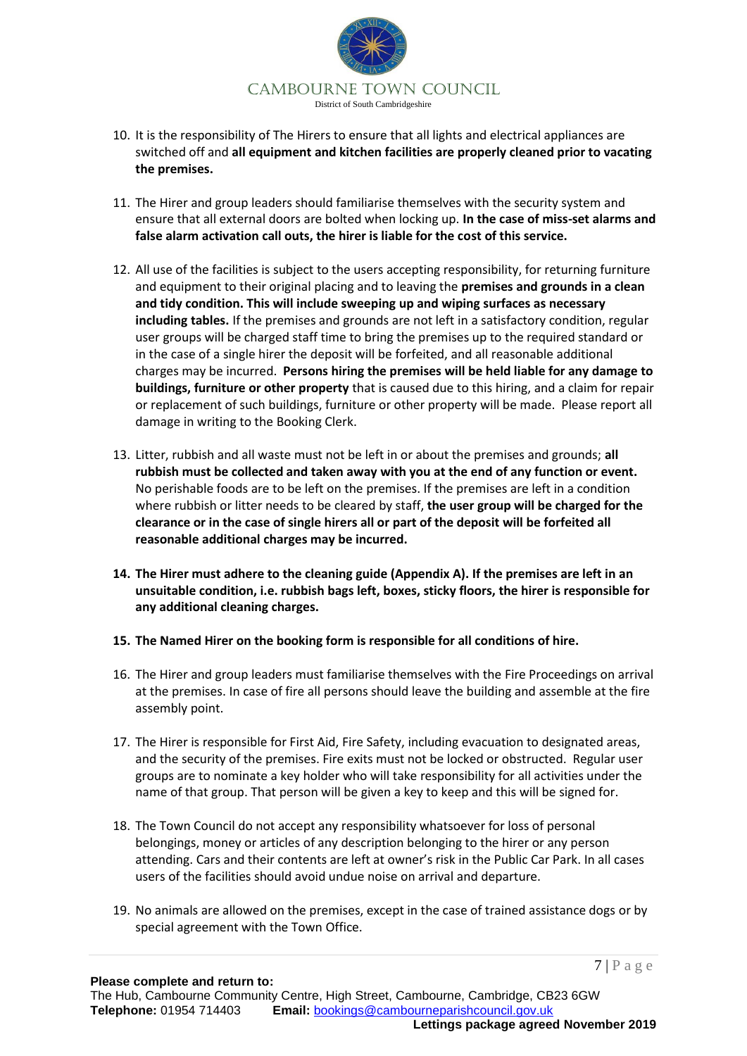10. It is the responsibility of The Hirers to ensure that all lights and electrical appliances are switched off and **all equipment and kitchen facilities are properly cleaned prior to vacating the premises.**

11. The Hirer and group leaders should familiarise themselves with the security system and ensure that all external doors are bolted when locking up. **In the case of miss-set alarms and false alarm activation call outs, the hirer is liable for the cost of this service.**

12. All use of the facilities is subject to the users accepting responsibility, for returning furniture and equipment to their original placing and to leaving the **premises and grounds in a clean and tidy condition. This will include sweeping up and wiping surfaces as necessary including tables.** If the premises and grounds are not left in a satisfactory condition, regular user groups will be charged staff time to bring the premises up to the required standard or in the case of a single hirer the deposit will be forfeited, and all reasonable additional charges may be incurred. **Persons hiring the premises will be held liable for any damage to buildings, furniture or other property** that is caused due to this hiring, and a claim for repair or replacement of such buildings, furniture or other property will be made. Please report all damage in writing to the Booking Clerk.

13. Litter, rubbish and all waste must not be left in or about the premises and grounds; **all rubbish must be collected and taken away with you at the end of any function or event.** No perishable foods are to be left on the premises. If the premises are left in a condition where rubbish or litter needs to be cleared by staff, **the user group will be charged for the clearance or in the case of single hirers all or part of the deposit will be forfeited all reasonable additional charges may be incurred.**

14. **The Hirer must adhere to the cleaning guide (Appendix A). If the premises are left in an unsuitable condition, i.e. rubbish bags left, boxes, sticky floors, the hirer is responsible for any additional cleaning charges.**

15. **The Named Hirer on the booking form is responsible for all conditions of hire.**

16. The Hirer and group leaders must familiarise themselves with the Fire Proceedings on arrival at the premises. In case of fire all persons should leave the building and assemble at the fire assembly point.

17. The Hirer is responsible for First Aid, Fire Safety, including evacuation to designated areas, and the security of the premises. Fire exits must not be locked or obstructed. Regular user groups are to nominate a key holder who will take responsibility for all activities under the name of that group. That person will be given a key to keep and this will be signed for.

18. The Town Council do not accept any responsibility whatsoever for loss of personal belongings, money or articles of any description belonging to the hirer or any person attending. Cars and their contents are left at owner's risk in the Public Car Park. In all cases users of the facilities should avoid undue noise on arrival and departure.

19. No animals are allowed on the premises, except in the case of trained assistance dogs or by special agreement with the Town Office.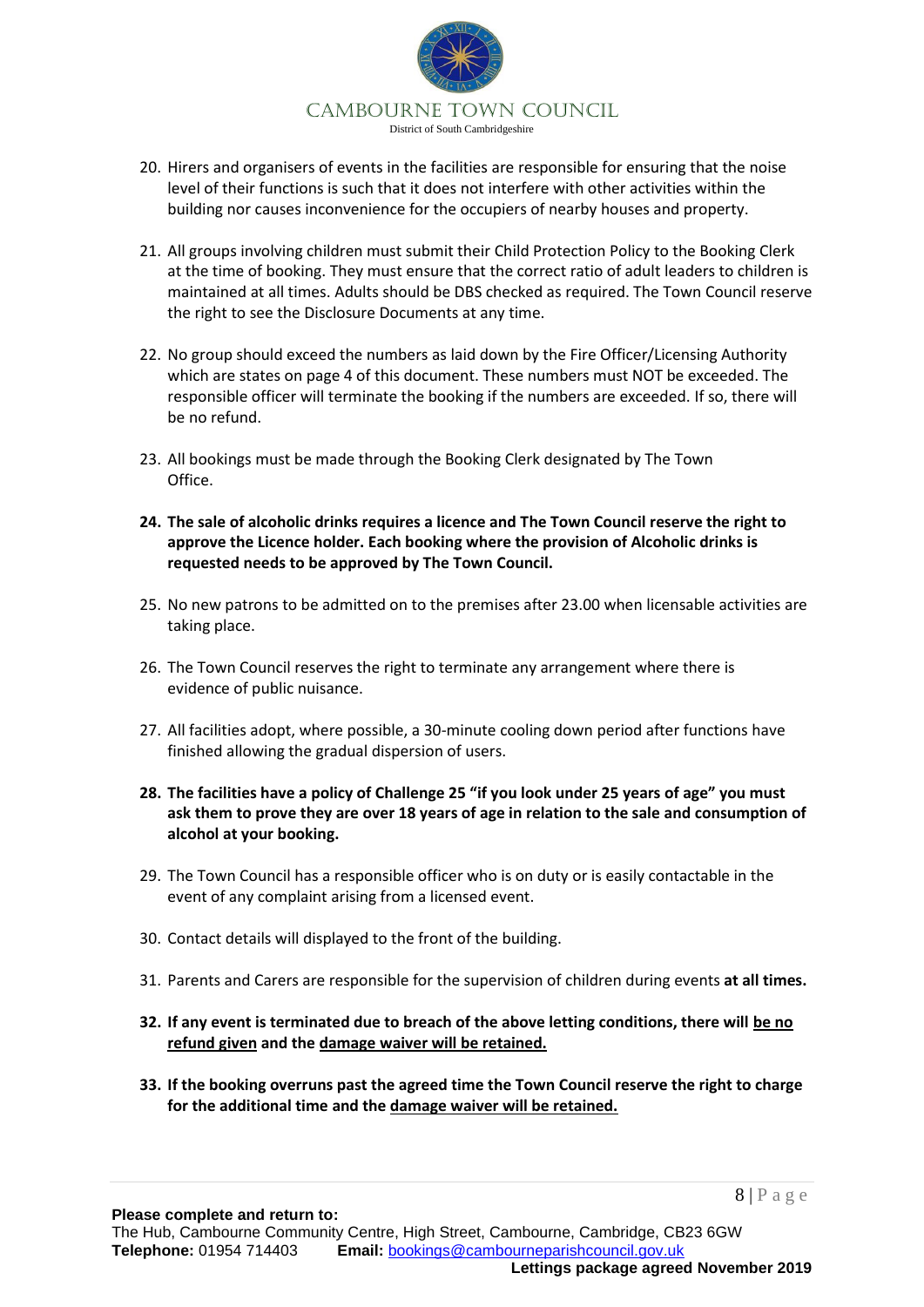20. Hirers and organisers of events in the facilities are responsible for ensuring that the noise level of their functions is such that it does not interfere with other activities within the building nor causes inconvenience for the occupiers of nearby houses and property.

21. All groups involving children must submit their Child Protection Policy to the Booking Clerk at the time of booking. They must ensure that the correct ratio of adult leaders to children is maintained at all times. Adults should be DBS checked as required. The Town Council reserve the right to see the Disclosure Documents at any time.

22. No group should exceed the numbers as laid down by the Fire Officer/Licensing Authority which are states on page 4 of this document. These numbers must NOT be exceeded. The responsible officer will terminate the booking if the numbers are exceeded. If so, there will be no refund.

23. All bookings must be made through the Booking Clerk designated by The Town Office.

24. **The sale of alcoholic drinks requires a licence and The Town Council reserve the right to approve the Licence holder. Each booking where the provision of Alcoholic drinks is requested needs to be approved by The Town Council.**

25. No new patrons to be admitted on to the premises after 23.00 when licensable activities are taking place.

26. The Town Council reserves the right to terminate any arrangement where there is evidence of public nuisance.

27. All facilities adopt, where possible, a 30-minute cooling down period after functions have finished allowing the gradual dispersion of users.

28. **The facilities have a policy of Challenge 25 "if you look under 25 years of age" you must ask them to prove they are over 18 years of age in relation to the sale and consumption of alcohol at your booking.**

29. The Town Council has a responsible officer who is on duty or is easily contactable in the event of any complaint arising from a licensed event.

30. Contact details will displayed to the front of the building.

31. Parents and Carers are responsible for the supervision of children during events **at all times.**

32. **If any event is terminated due to breach of the above letting conditions, there will <u>be no refund given</u> and the <u>damage waiver will be retained.</u>**

33. **If the booking overruns past the agreed time the Town Council reserve the right to charge for the additional time and the <u>damage waiver will be retained.</u>**

**Please complete and return to:**
The Hub, Cambourne Community Centre, High Street, Cambourne, Cambridge, CB23 6GW
**Telephone:** 01954 714403 **Email:** bookings@cambourneparishcouncil.gov.uk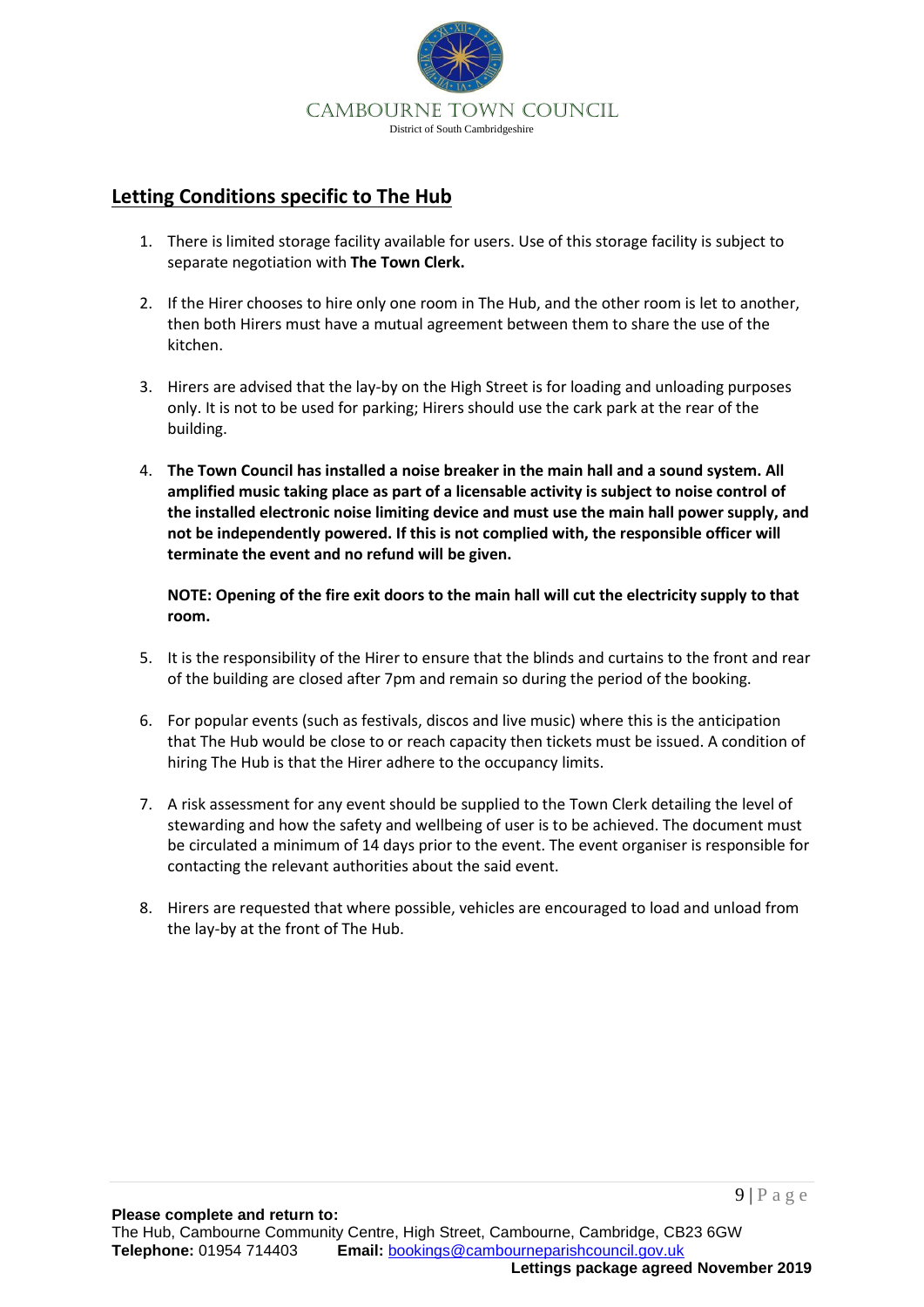CAMBOURNE TOWN COUNCIL

District of South Cambridgeshire

## Letting Conditions specific to The Hub

1. There is limited storage facility available for users. Use of this storage facility is subject to separate negotiation with **The Town Clerk.**

2. If the Hirer chooses to hire only one room in The Hub, and the other room is let to another, then both Hirers must have a mutual agreement between them to share the use of the kitchen.

3. Hirers are advised that the lay-by on the High Street is for loading and unloading purposes only. It is not to be used for parking; Hirers should use the cark park at the rear of the building.

4. **The Town Council has installed a noise breaker in the main hall and a sound system. All amplified music taking place as part of a licensable activity is subject to noise control of the installed electronic noise limiting device and must use the main hall power supply, and not be independently powered. If this is not complied with, the responsible officer will terminate the event and no refund will be given.**

   **NOTE: Opening of the fire exit doors to the main hall will cut the electricity supply to that room.**

5. It is the responsibility of the Hirer to ensure that the blinds and curtains to the front and rear of the building are closed after 7pm and remain so during the period of the booking.

6. For popular events (such as festivals, discos and live music) where this is the anticipation that The Hub would be close to or reach capacity then tickets must be issued. A condition of hiring The Hub is that the Hirer adhere to the occupancy limits.

7. A risk assessment for any event should be supplied to the Town Clerk detailing the level of stewarding and how the safety and wellbeing of user is to be achieved. The document must be circulated a minimum of 14 days prior to the event. The event organiser is responsible for contacting the relevant authorities about the said event.

8. Hirers are requested that where possible, vehicles are encouraged to load and unload from the lay-by at the front of The Hub.

**Please complete and return to:**
The Hub, Cambourne Community Centre, High Street, Cambourne, Cambridge, CB23 6GW
**Telephone:** 01954 714403 **Email:** bookings@cambourneparishcouncil.gov.uk
**Lettings package agreed November 2019**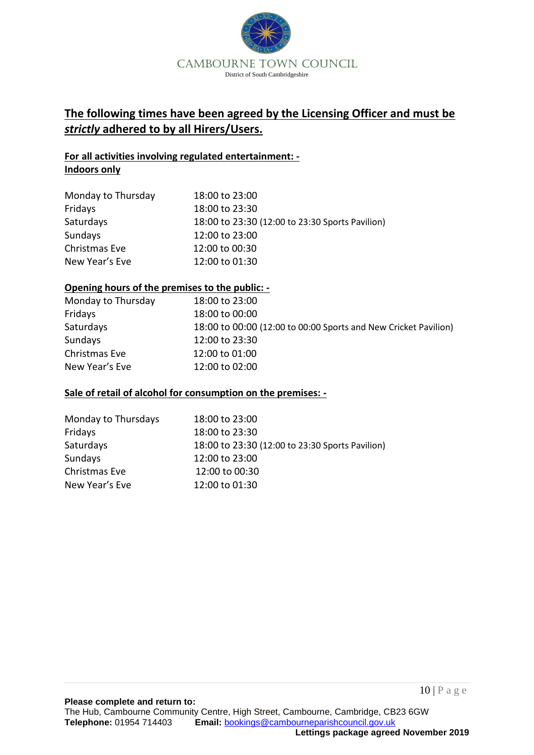CAMBOURNE TOWN COUNCIL
District of South Cambridgeshire

## The following times have been agreed by the Licensing Officer and must be ***strictly*** adhered to by all Hirers/Users.

**For all activities involving regulated entertainment: -**
**Indoors only**

| | |
|---|---|
| Monday to Thursday | 18:00 to 23:00 |
| Fridays | 18:00 to 23:30 |
| Saturdays | 18:00 to 23:30 (12:00 to 23:30 Sports Pavilion) |
| Sundays | 12:00 to 23:00 |
| Christmas Eve | 12:00 to 00:30 |
| New Year's Eve | 12:00 to 01:30 |

**Opening hours of the premises to the public: -**

| | |
|---|---|
| Monday to Thursday | 18:00 to 23:00 |
| Fridays | 18:00 to 00:00 |
| Saturdays | 18:00 to 00:00 (12:00 to 00:00 Sports and New Cricket Pavilion) |
| Sundays | 12:00 to 23:30 |
| Christmas Eve | 12:00 to 01:00 |
| New Year's Eve | 12:00 to 02:00 |

**Sale of retail of alcohol for consumption on the premises: -**

| | |
|---|---|
| Monday to Thursdays | 18:00 to 23:00 |
| Fridays | 18:00 to 23:30 |
| Saturdays | 18:00 to 23:30 (12:00 to 23:30 Sports Pavilion) |
| Sundays | 12:00 to 23:00 |
| Christmas Eve | 12:00 to 00:30 |
| New Year's Eve | 12:00 to 01:30 |

**Please complete and return to:**
The Hub, Cambourne Community Centre, High Street, Cambourne, Cambridge, CB23 6GW
**Telephone:** 01954 714403 **Email:** bookings@cambourneparishcouncil.gov.uk
**Lettings package agreed November 2019**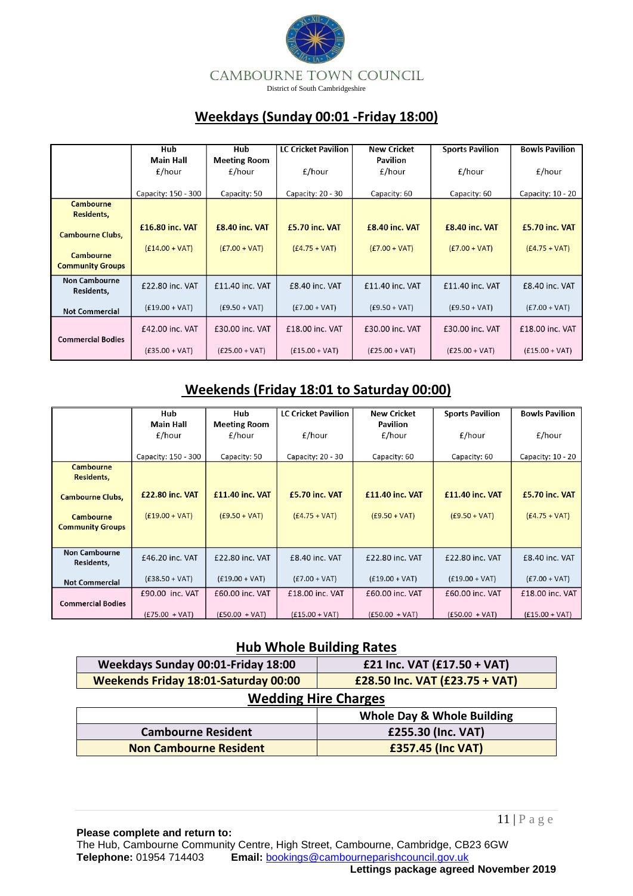CAMBOURNE TOWN COUNCIL

District of South Cambridgeshire

## Weekdays (Sunday 00:01 -Friday 18:00)

| | Hub Main Hall £/hour Capacity: 150 - 300 | Hub Meeting Room £/hour Capacity: 50 | LC Cricket Pavilion £/hour Capacity: 20 - 30 | New Cricket Pavilion £/hour Capacity: 60 | Sports Pavilion £/hour Capacity: 60 | Bowls Pavilion £/hour Capacity: 10 - 20 |
|---|---|---|---|---|---|---|
| **Cambourne Residents, Cambourne Clubs, Cambourne Community Groups** | **£16.80 inc. VAT** (£14.00 + VAT) | **£8.40 inc. VAT** (£7.00 + VAT) | **£5.70 inc. VAT** (£4.75 + VAT) | **£8.40 inc. VAT** (£7.00 + VAT) | **£8.40 inc. VAT** (£7.00 + VAT) | **£5.70 inc. VAT** (£4.75 + VAT) |
| **Non Cambourne Residents, Not Commercial** | £22.80 inc. VAT (£19.00 + VAT) | £11.40 inc. VAT (£9.50 + VAT) | £8.40 inc. VAT (£7.00 + VAT) | £11.40 inc. VAT (£9.50 + VAT) | £11.40 inc. VAT (£9.50 + VAT) | £8.40 inc. VAT (£7.00 + VAT) |
| **Commercial Bodies** | £42.00 inc. VAT (£35.00 + VAT) | £30.00 inc. VAT (£25.00 + VAT) | £18.00 inc. VAT (£15.00 + VAT) | £30.00 inc. VAT (£25.00 + VAT) | £30.00 inc. VAT (£25.00 + VAT) | £18.00 inc. VAT (£15.00 + VAT) |

## Weekends (Friday 18:01 to Saturday 00:00)

| | Hub Main Hall £/hour Capacity: 150 - 300 | Hub Meeting Room £/hour Capacity: 50 | LC Cricket Pavilion £/hour Capacity: 20 - 30 | New Cricket Pavilion £/hour Capacity: 60 | Sports Pavilion £/hour Capacity: 60 | Bowls Pavilion £/hour Capacity: 10 - 20 |
|---|---|---|---|---|---|---|
| **Cambourne Residents, Cambourne Clubs, Cambourne Community Groups** | **£22.80 inc. VAT** (£19.00 + VAT) | **£11.40 inc. VAT** (£9.50 + VAT) | **£5.70 inc. VAT** (£4.75 + VAT) | **£11.40 inc. VAT** (£9.50 + VAT) | **£11.40 inc. VAT** (£9.50 + VAT) | **£5.70 inc. VAT** (£4.75 + VAT) |
| **Non Cambourne Residents, Not Commercial** | £46.20 inc. VAT (£38.50 + VAT) | £22.80 inc. VAT (£19.00 + VAT) | £8.40 inc. VAT (£7.00 + VAT) | £22.80 inc. VAT (£19.00 + VAT) | £22.80 inc. VAT (£19.00 + VAT) | £8.40 inc. VAT (£7.00 + VAT) |
| **Commercial Bodies** | £90.00 inc. VAT (£75.00 + VAT) | £60.00 inc. VAT (£50.00 + VAT) | £18.00 inc. VAT (£15.00 + VAT) | £60.00 inc. VAT (£50.00 + VAT) | £60.00 inc. VAT (£50.00 + VAT) | £18.00 inc. VAT (£15.00 + VAT) |

## Hub Whole Building Rates

| | |
|---|---|
| **Weekdays Sunday 00:01-Friday 18:00** | **£21 Inc. VAT (£17.50 + VAT)** |
| **Weekends Friday 18:01-Saturday 00:00** | **£28.50 Inc. VAT (£23.75 + VAT)** |

## Wedding Hire Charges

| | Whole Day & Whole Building |
|---|---|
| **Cambourne Resident** | **£255.30 (Inc. VAT)** |
| **Non Cambourne Resident** | **£357.45 (Inc VAT)** |

**Please complete and return to:**
The Hub, Cambourne Community Centre, High Street, Cambourne, Cambridge, CB23 6GW
**Telephone:** 01954 714403 **Email:** bookings@cambourneparishcouncil.gov.uk

**Lettings package agreed November 2019**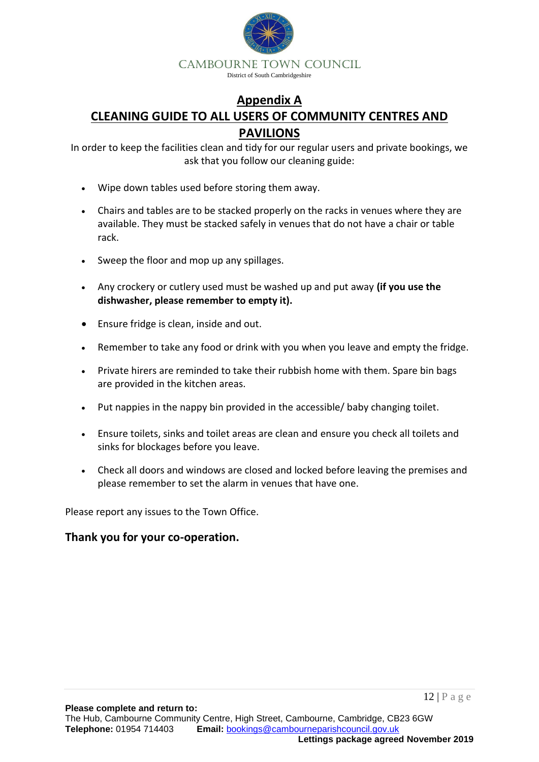## Appendix A

## CLEANING GUIDE TO ALL USERS OF COMMUNITY CENTRES AND PAVILIONS

In order to keep the facilities clean and tidy for our regular users and private bookings, we ask that you follow our cleaning guide:

- Wipe down tables used before storing them away.
- Chairs and tables are to be stacked properly on the racks in venues where they are available. They must be stacked safely in venues that do not have a chair or table rack.
- Sweep the floor and mop up any spillages.
- Any crockery or cutlery used must be washed up and put away **(if you use the dishwasher, please remember to empty it).**
- Ensure fridge is clean, inside and out.
- Remember to take any food or drink with you when you leave and empty the fridge.
- Private hirers are reminded to take their rubbish home with them. Spare bin bags are provided in the kitchen areas.
- Put nappies in the nappy bin provided in the accessible/ baby changing toilet.
- Ensure toilets, sinks and toilet areas are clean and ensure you check all toilets and sinks for blockages before you leave.
- Check all doors and windows are closed and locked before leaving the premises and please remember to set the alarm in venues that have one.

Please report any issues to the Town Office.

**Thank you for your co-operation.**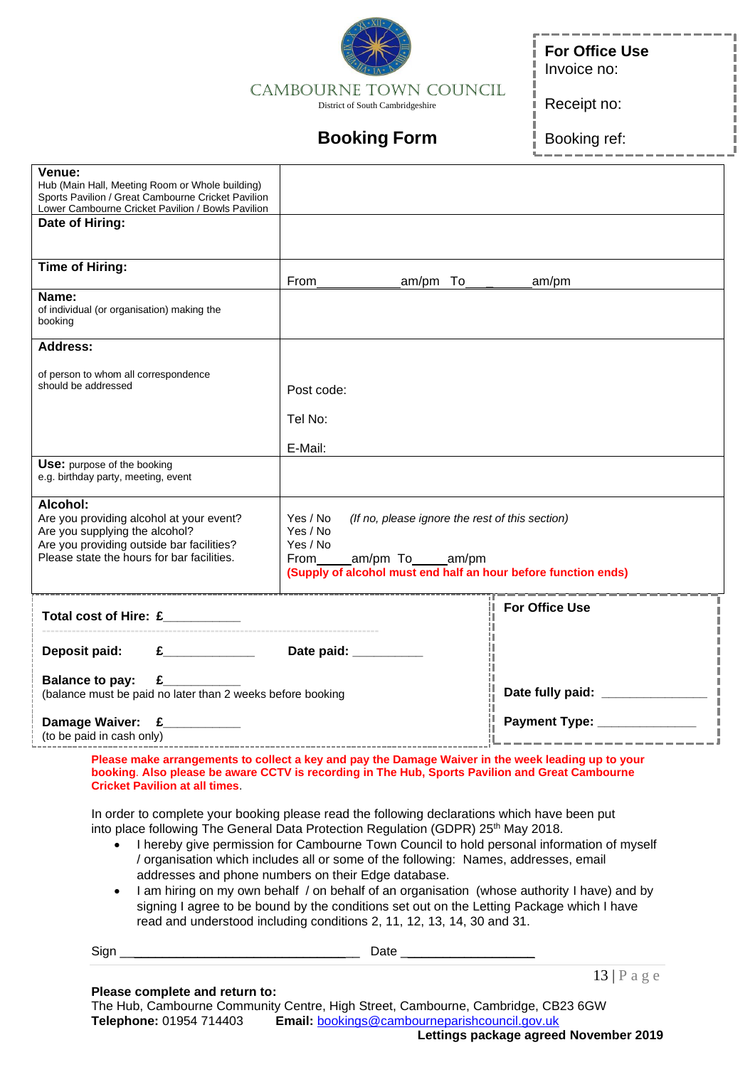CAMBOURNE TOWN COUNCIL

District of South Cambridgeshire

**For Office Use**

Invoice no:

Receipt no:

Booking ref:

## Booking Form

| | |
|---|---|
| **Venue:** Hub (Main Hall, Meeting Room or Whole building) Sports Pavilion / Great Cambourne Cricket Pavilion Lower Cambourne Cricket Pavilion / Bowls Pavilion | |
| **Date of Hiring:** | |
| **Time of Hiring:** | From____________am/pm To___ _______am/pm |
| **Name:** of individual (or organisation) making the booking | |
| **Address:** of person to whom all correspondence should be addressed | Post code:<br>Tel No:<br>E-Mail: |
| **Use:** purpose of the booking e.g. birthday party, meeting, event | |
| **Alcohol:**<br>Are you providing alcohol at your event?<br>Are you supplying the alcohol?<br>Are you providing outside bar facilities?<br>Please state the hours for bar facilities. | Yes / No *(If no, please ignore the rest of this section)*<br>Yes / No<br>Yes / No<br>From_____am/pm To_____am/pm<br>**(Supply of alcohol must end half an hour before function ends)** |

**Total cost of Hire: £**___________

**Deposit paid: £**______________ **Date paid:** __________

**Balance to pay: £**___________
(balance must be paid no later than 2 weeks before booking

**Damage Waiver: £**___________
(to be paid in cash only)

**For Office Use**

**Date fully paid:** _______________

**Payment Type:** ______________

**Please make arrangements to collect a key and pay the Damage Waiver in the week leading up to your booking. Also please be aware CCTV is recording in The Hub, Sports Pavilion and Great Cambourne Cricket Pavilion at all times.**

In order to complete your booking please read the following declarations which have been put into place following The General Data Protection Regulation (GDPR) 25th May 2018.

- I hereby give permission for Cambourne Town Council to hold personal information of myself / organisation which includes all or some of the following: Names, addresses, email addresses and phone numbers on their Edge database.
- I am hiring on my own behalf / on behalf of an organisation (whose authority I have) and by signing I agree to be bound by the conditions set out on the Letting Package which I have read and understood including conditions 2, 11, 12, 13, 14, 30 and 31.

Sign ___________________________________ Date ___________________

**Please complete and return to:**
The Hub, Cambourne Community Centre, High Street, Cambourne, Cambridge, CB23 6GW
**Telephone:** 01954 714403 **Email:** bookings@cambourneparishcouncil.gov.uk

**Lettings package agreed November 2019**